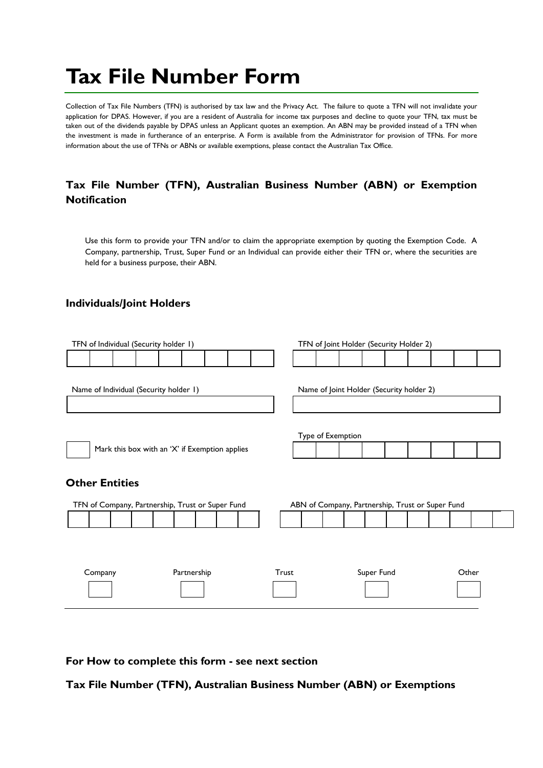# Tax File Number Form

Collection of Tax File Numbers (TFN) is authorised by tax law and the Privacy Act. The failure to quote a TFN will not invalidate your application for DPAS. However, if you are a resident of Australia for income tax purposes and decline to quote your TFN, tax must be taken out of the dividends payable by DPAS unless an Applicant quotes an exemption. An ABN may be provided instead of a TFN when the investment is made in furtherance of an enterprise. A Form is available from the Administrator for provision of TFNs. For more information about the use of TFNs or ABNs or available exemptions, please contact the Australian Tax Office.

## Tax File Number (TFN), Australian Business Number (ABN) or Exemption Notification

Use this form to provide your TFN and/or to claim the appropriate exemption by quoting the Exemption Code. A Company, partnership, Trust, Super Fund or an Individual can provide either their TFN or, where the securities are held for a business purpose, their ABN.

### Individuals/Joint Holders

TFN of Individual (Security holder 1)

| | | | | | | | | |
|---|---|---|---|---|---|---|---|---|

TFN of Joint Holder (Security Holder 2)

| | | | | | | | | |
|---|---|---|---|---|---|---|---|---|

Name of Individual (Security holder 1)

Name of Joint Holder (Security holder 2)

☐ Mark this box with an 'X' if Exemption applies

Type of Exemption

| | | | | | | | | |
|---|---|---|---|---|---|---|---|---|

### Other Entities

TFN of Company, Partnership, Trust or Super Fund

| | | | | | | | | |
|---|---|---|---|---|---|---|---|---|

ABN of Company, Partnership, Trust or Super Fund

| | | | | | | | | | | |
|---|---|---|---|---|---|---|---|---|---|---|

| Company | Partnership | Trust | Super Fund | Other |
|---|---|---|---|---|
| ☐ | ☐ | ☐ | ☐ | ☐ |

**For How to complete this form - see next section**

**Tax File Number (TFN), Australian Business Number (ABN) or Exemptions**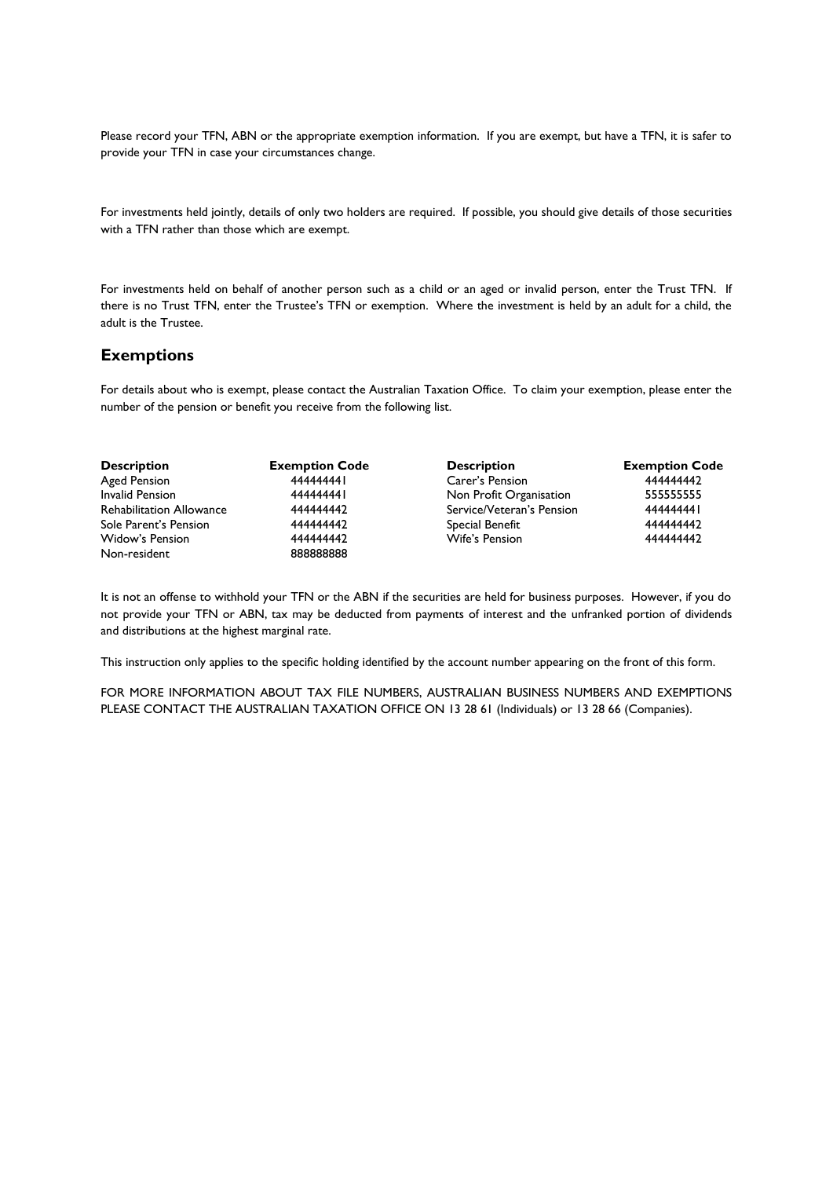Please record your TFN, ABN or the appropriate exemption information. If you are exempt, but have a TFN, it is safer to provide your TFN in case your circumstances change.

For investments held jointly, details of only two holders are required. If possible, you should give details of those securities with a TFN rather than those which are exempt.

For investments held on behalf of another person such as a child or an aged or invalid person, enter the Trust TFN. If there is no Trust TFN, enter the Trustee's TFN or exemption. Where the investment is held by an adult for a child, the adult is the Trustee.

## Exemptions

For details about who is exempt, please contact the Australian Taxation Office. To claim your exemption, please enter the number of the pension or benefit you receive from the following list.

| Description | Exemption Code | Description | Exemption Code |
|---|---|---|---|
| Aged Pension | 444444441 | Carer's Pension | 444444442 |
| Invalid Pension | 444444441 | Non Profit Organisation | 555555555 |
| Rehabilitation Allowance | 444444442 | Service/Veteran's Pension | 444444441 |
| Sole Parent's Pension | 444444442 | Special Benefit | 444444442 |
| Widow's Pension | 444444442 | Wife's Pension | 444444442 |
| Non-resident | 888888888 | | |

It is not an offense to withhold your TFN or the ABN if the securities are held for business purposes. However, if you do not provide your TFN or ABN, tax may be deducted from payments of interest and the unfranked portion of dividends and distributions at the highest marginal rate.

This instruction only applies to the specific holding identified by the account number appearing on the front of this form.

FOR MORE INFORMATION ABOUT TAX FILE NUMBERS, AUSTRALIAN BUSINESS NUMBERS AND EXEMPTIONS PLEASE CONTACT THE AUSTRALIAN TAXATION OFFICE ON 13 28 61 (Individuals) or 13 28 66 (Companies).